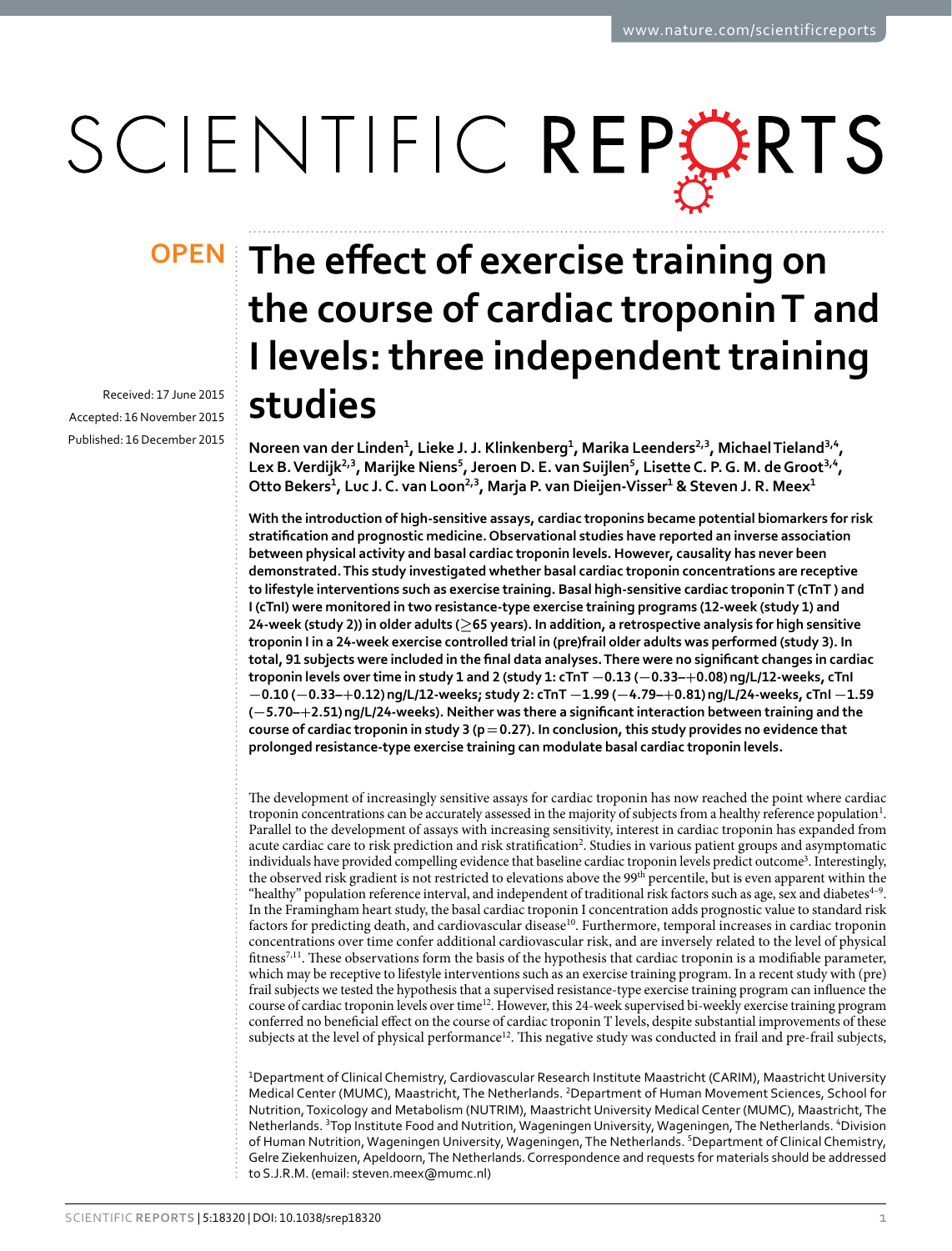OPEN

# The effect of exercise training on the course of cardiac troponin T and I levels: three independent training studies

Received: 17 June 2015
Accepted: 16 November 2015
Published: 16 December 2015

Noreen van der Linden[1], Lieke J. J. Klinkenberg[1], Marika Leenders[2,3], Michael Tieland[3,4], Lex B. Verdijk[2,3], Marijke Niens[5], Jeroen D. E. van Suijlen[5], Lisette C. P. G. M. de Groot[3,4], Otto Bekers[1], Luc J. C. van Loon[2,3], Marja P. van Dieijen-Visser[1] & Steven J. R. Meex[1]

**With the introduction of high-sensitive assays, cardiac troponins became potential biomarkers for risk stratification and prognostic medicine. Observational studies have reported an inverse association between physical activity and basal cardiac troponin levels. However, causality has never been demonstrated. This study investigated whether basal cardiac troponin concentrations are receptive to lifestyle interventions such as exercise training. Basal high-sensitive cardiac troponin T (cTnT) and I (cTnI) were monitored in two resistance-type exercise training programs (12-week (study 1) and 24-week (study 2)) in older adults (≥65 years). In addition, a retrospective analysis for high sensitive troponin I in a 24-week exercise controlled trial in (pre)frail older adults was performed (study 3). In total, 91 subjects were included in the final data analyses. There were no significant changes in cardiac troponin levels over time in study 1 and 2 (study 1: cTnT −0.13 (−0.33–+0.08) ng/L/12-weeks, cTnI −0.10 (−0.33–+0.12) ng/L/12-weeks; study 2: cTnT −1.99 (−4.79–+0.81) ng/L/24-weeks, cTnI −1.59 (−5.70–+2.51) ng/L/24-weeks). Neither was there a significant interaction between training and the course of cardiac troponin in study 3 ($p = 0.27$). In conclusion, this study provides no evidence that prolonged resistance-type exercise training can modulate basal cardiac troponin levels.**

The development of increasingly sensitive assays for cardiac troponin has now reached the point where cardiac troponin concentrations can be accurately assessed in the majority of subjects from a healthy reference population[1]. Parallel to the development of assays with increasing sensitivity, interest in cardiac troponin has expanded from acute cardiac care to risk prediction and risk stratification[2]. Studies in various patient groups and asymptomatic individuals have provided compelling evidence that baseline cardiac troponin levels predict outcome[3]. Interestingly, the observed risk gradient is not restricted to elevations above the 99th percentile, but is even apparent within the "healthy" population reference interval, and independent of traditional risk factors such as age, sex and diabetes[4–9]. In the Framingham heart study, the basal cardiac troponin I concentration adds prognostic value to standard risk factors for predicting death, and cardiovascular disease[10]. Furthermore, temporal increases in cardiac troponin concentrations over time confer additional cardiovascular risk, and are inversely related to the level of physical fitness[7,11]. These observations form the basis of the hypothesis that cardiac troponin is a modifiable parameter, which may be receptive to lifestyle interventions such as an exercise training program. In a recent study with (pre) frail subjects we tested the hypothesis that a supervised resistance-type exercise training program can influence the course of cardiac troponin levels over time[12]. However, this 24-week supervised bi-weekly exercise training program conferred no beneficial effect on the course of cardiac troponin T levels, despite substantial improvements of these subjects at the level of physical performance[12]. This negative study was conducted in frail and pre-frail subjects,

[1]Department of Clinical Chemistry, Cardiovascular Research Institute Maastricht (CARIM), Maastricht University Medical Center (MUMC), Maastricht, The Netherlands. [2]Department of Human Movement Sciences, School for Nutrition, Toxicology and Metabolism (NUTRIM), Maastricht University Medical Center (MUMC), Maastricht, The Netherlands. [3]Top Institute Food and Nutrition, Wageningen University, Wageningen, The Netherlands. [4]Division of Human Nutrition, Wageningen University, Wageningen, The Netherlands. [5]Department of Clinical Chemistry, Gelre Ziekenhuizen, Apeldoorn, The Netherlands. Correspondence and requests for materials should be addressed to S.J.R.M. (email: steven.meex@mumc.nl)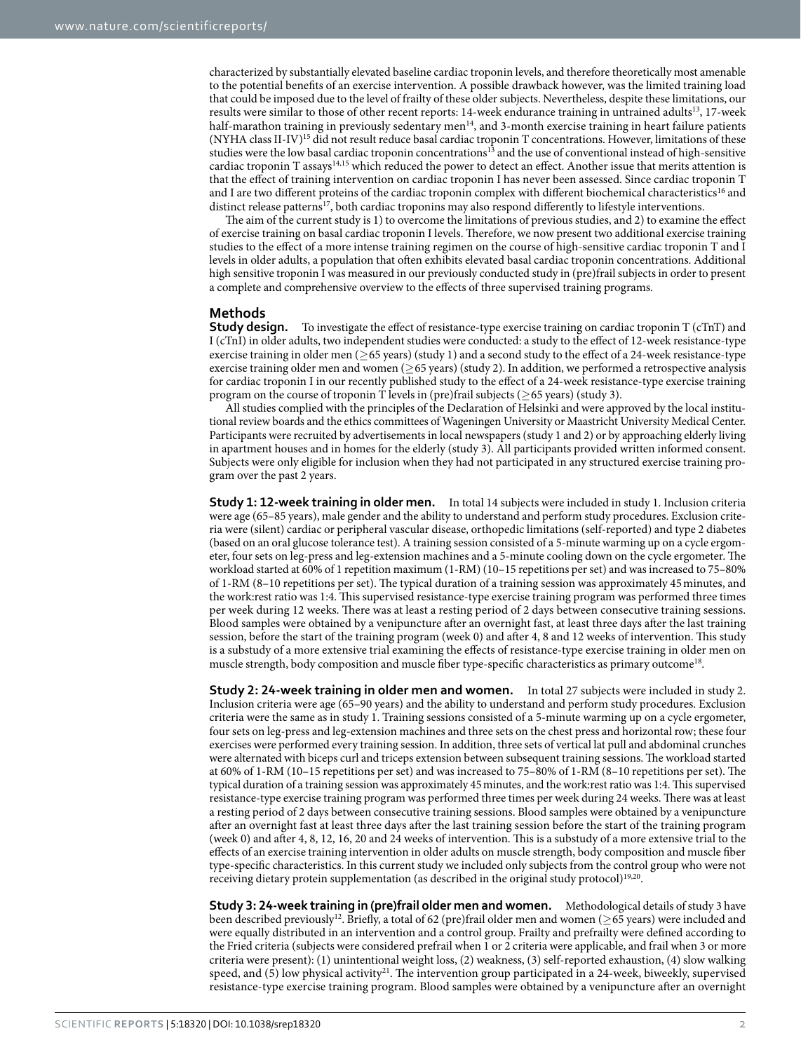characterized by substantially elevated baseline cardiac troponin levels, and therefore theoretically most amenable to the potential benefits of an exercise intervention. A possible drawback however, was the limited training load that could be imposed due to the level of frailty of these older subjects. Nevertheless, despite these limitations, our results were similar to those of other recent reports: 14-week endurance training in untrained adults[13], 17-week half-marathon training in previously sedentary men[14], and 3-month exercise training in heart failure patients (NYHA class II-IV)[15] did not result reduce basal cardiac troponin T concentrations. However, limitations of these studies were the low basal cardiac troponin concentrations[13] and the use of conventional instead of high-sensitive cardiac troponin T assays[14,15] which reduced the power to detect an effect. Another issue that merits attention is that the effect of training intervention on cardiac troponin I has never been assessed. Since cardiac troponin T and I are two different proteins of the cardiac troponin complex with different biochemical characteristics[16] and distinct release patterns[17], both cardiac troponins may also respond differently to lifestyle interventions.

The aim of the current study is 1) to overcome the limitations of previous studies, and 2) to examine the effect of exercise training on basal cardiac troponin I levels. Therefore, we now present two additional exercise training studies to the effect of a more intense training regimen on the course of high-sensitive cardiac troponin T and I levels in older adults, a population that often exhibits elevated basal cardiac troponin concentrations. Additional high sensitive troponin I was measured in our previously conducted study in (pre)frail subjects in order to present a complete and comprehensive overview to the effects of three supervised training programs.

## Methods

**Study design.** To investigate the effect of resistance-type exercise training on cardiac troponin T (cTnT) and I (cTnI) in older adults, two independent studies were conducted: a study to the effect of 12-week resistance-type exercise training in older men (≥65 years) (study 1) and a second study to the effect of a 24-week resistance-type exercise training older men and women (≥65 years) (study 2). In addition, we performed a retrospective analysis for cardiac troponin I in our recently published study to the effect of a 24-week resistance-type exercise training program on the course of troponin T levels in (pre)frail subjects (≥65 years) (study 3).

All studies complied with the principles of the Declaration of Helsinki and were approved by the local institutional review boards and the ethics committees of Wageningen University or Maastricht University Medical Center. Participants were recruited by advertisements in local newspapers (study 1 and 2) or by approaching elderly living in apartment houses and in homes for the elderly (study 3). All participants provided written informed consent. Subjects were only eligible for inclusion when they had not participated in any structured exercise training program over the past 2 years.

**Study 1: 12-week training in older men.** In total 14 subjects were included in study 1. Inclusion criteria were age (65–85 years), male gender and the ability to understand and perform study procedures. Exclusion criteria were (silent) cardiac or peripheral vascular disease, orthopedic limitations (self-reported) and type 2 diabetes (based on an oral glucose tolerance test). A training session consisted of a 5-minute warming up on a cycle ergometer, four sets on leg-press and leg-extension machines and a 5-minute cooling down on the cycle ergometer. The workload started at 60% of 1 repetition maximum (1-RM) (10–15 repetitions per set) and was increased to 75–80% of 1-RM (8–10 repetitions per set). The typical duration of a training session was approximately 45 minutes, and the work:rest ratio was 1:4. This supervised resistance-type exercise training program was performed three times per week during 12 weeks. There was at least a resting period of 2 days between consecutive training sessions. Blood samples were obtained by a venipuncture after an overnight fast, at least three days after the last training session, before the start of the training program (week 0) and after 4, 8 and 12 weeks of intervention. This study is a substudy of a more extensive trial examining the effects of resistance-type exercise training in older men on muscle strength, body composition and muscle fiber type-specific characteristics as primary outcome[18].

**Study 2: 24-week training in older men and women.** In total 27 subjects were included in study 2. Inclusion criteria were age (65–90 years) and the ability to understand and perform study procedures. Exclusion criteria were the same as in study 1. Training sessions consisted of a 5-minute warming up on a cycle ergometer, four sets on leg-press and leg-extension machines and three sets on the chest press and horizontal row; these four exercises were performed every training session. In addition, three sets of vertical lat pull and abdominal crunches were alternated with biceps curl and triceps extension between subsequent training sessions. The workload started at 60% of 1-RM (10–15 repetitions per set) and was increased to 75–80% of 1-RM (8–10 repetitions per set). The typical duration of a training session was approximately 45 minutes, and the work:rest ratio was 1:4. This supervised resistance-type exercise training program was performed three times per week during 24 weeks. There was at least a resting period of 2 days between consecutive training sessions. Blood samples were obtained by a venipuncture after an overnight fast at least three days after the last training session before the start of the training program (week 0) and after 4, 8, 12, 16, 20 and 24 weeks of intervention. This is a substudy of a more extensive trial to the effects of an exercise training intervention in older adults on muscle strength, body composition and muscle fiber type-specific characteristics. In this current study we included only subjects from the control group who were not receiving dietary protein supplementation (as described in the original study protocol)[19,20].

**Study 3: 24-week training in (pre)frail older men and women.** Methodological details of study 3 have been described previously[12]. Briefly, a total of 62 (pre)frail older men and women (≥65 years) were included and were equally distributed in an intervention and a control group. Frailty and prefrailty were defined according to the Fried criteria (subjects were considered prefrail when 1 or 2 criteria were applicable, and frail when 3 or more criteria were present): (1) unintentional weight loss, (2) weakness, (3) self-reported exhaustion, (4) slow walking speed, and (5) low physical activity[21]. The intervention group participated in a 24-week, biweekly, supervised resistance-type exercise training program. Blood samples were obtained by a venipuncture after an overnight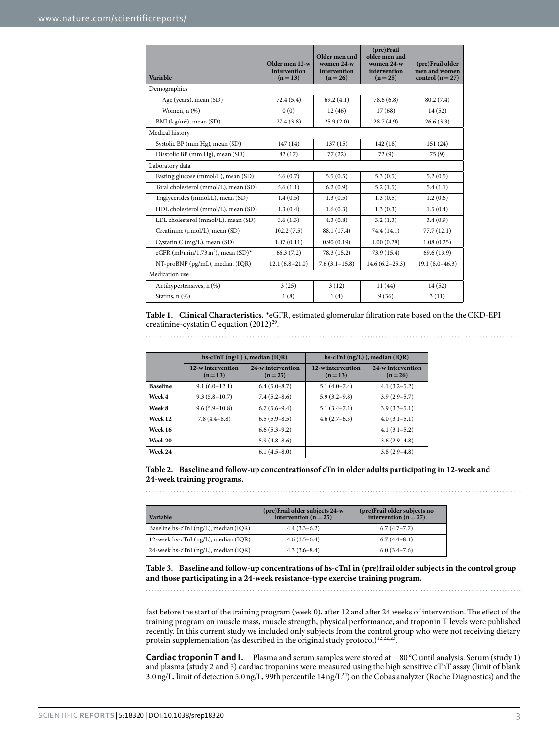| Variable | Older men 12-w intervention (n = 13) | Older men and women 24-w intervention (n = 26) | (pre)Frail older men and women 24-w intervention (n = 25) | (pre)Frail older men and women control (n = 27) |
|---|---|---|---|---|
| Demographics | | | | |
| Age (years), mean (SD) | 72.4 (5.4) | 69.2 (4.1) | 78.6 (6.8) | 80.2 (7.4) |
| Women, n (%) | 0 (0) | 12 (46) | 17 (68) | 14 (52) |
| BMI (kg/m$^2$), mean (SD) | 27.4 (3.8) | 25.9 (2.0) | 28.7 (4.9) | 26.6 (3.3) |
| Medical history | | | | |
| Systolic BP (mm Hg), mean (SD) | 147 (14) | 137 (15) | 142 (18) | 151 (24) |
| Diastolic BP (mm Hg), mean (SD) | 82 (17) | 77 (22) | 72 (9) | 75 (9) |
| Laboratory data | | | | |
| Fasting glucose (mmol/L), mean (SD) | 5.6 (0.7) | 5.5 (0.5) | 5.3 (0.5) | 5.2 (0.5) |
| Total cholesterol (mmol/L), mean (SD) | 5.6 (1.1) | 6.2 (0.9) | 5.2 (1.5) | 5.4 (1.1) |
| Triglycerides (mmol/L), mean (SD) | 1.4 (0.5) | 1.3 (0.5) | 1.3 (0.5) | 1.2 (0.6) |
| HDL cholesterol (mmol/L), mean (SD) | 1.3 (0.4) | 1.6 (0.3) | 1.3 (0.3) | 1.5 (0.4) |
| LDL cholesterol (mmol/L), mean (SD) | 3.6 (1.3) | 4.3 (0.8) | 3.2 (1.3) | 3.4 (0.9) |
| Creatinine (μmol/L), mean (SD) | 102.2 (7.5) | 88.1 (17.4) | 74.4 (14.1) | 77.7 (12.1) |
| Cystatin C (mg/L), mean (SD) | 1.07 (0.11) | 0.90 (0.19) | 1.00 (0.29) | 1.08 (0.25) |
| eGFR (ml/min/1.73 m$^2$), mean (SD)* | 66.3 (7.2) | 78.3 (15.2) | 73.9 (15.4) | 69.6 (13.9) |
| NT-proBNP (pg/mL), median (IQR) | 12.1 (6.8–21.0) | 7.6 (3.1–15.8) | 14.6 (6.2–25.3) | 19.1 (8.0–46.3) |
| Medication use | | | | |
| Antihypertensives, n (%) | 3 (25) | 3 (12) | 11 (44) | 14 (52) |
| Statins, n (%) | 1 (8) | 1 (4) | 9 (36) | 3 (11) |

**Table 1. Clinical Characteristics.** *eGFR, estimated glomerular filtration rate based on the the CKD-EPI creatinine-cystatin C equation (2012)[29].

| | hs-cTnT (ng/L) ), median (IQR) | | hs-cTnI (ng/L) ), median (IQR) | |
|---|---|---|---|---|
| | 12-w intervention (n = 13) | 24-w intervention (n = 25) | 12-w intervention (n = 13) | 24-w intervention (n = 26) |
| **Baseline** | 9.1 (6.0–12.1) | 6.4 (5.0–8.7) | 5.1 (4.0–7.4) | 4.1 (3.2–5.2) |
| **Week 4** | 9.3 (5.8–10.7) | 7.4 (5.2–8.6) | 5.9 (3.2–9.8) | 3.9 (2.9–5.7) |
| **Week 8** | 9.6 (5.9–10.8) | 6.7 (5.6–9.4) | 5.1 (3.4–7.1) | 3.9 (3.3–5.1) |
| **Week 12** | 7.8 (4.4–8.8) | 6.5 (5.9–8.5) | 4.6 (2.7–6.3) | 4.0 (3.1–5.1) |
| **Week 16** | | 6.6 (5.3–9.2) | | 4.1 (3.1–5.2) |
| **Week 20** | | 5.9 (4.8–8.6) | | 3.6 (2.9–4.8) |
| **Week 24** | | 6.1 (4.5–8.0) | | 3.8 (2.9–4.8) |

**Table 2. Baseline and follow-up concentrationsof cTn in older adults participating in 12-week and 24-week training programs.**

| Variable | (pre)Frail older subjects 24-w intervention (n = 25) | (pre)Frail older subjects no intervention (n = 27) |
|---|---|---|
| Baseline hs-cTnI (ng/L), median (IQR) | 4.4 (3.3–6.2) | 6.7 (4.7–7.7) |
| 12-week hs-cTnI (ng/L), median (IQR) | 4.6 (3.5–6.4) | 6.7 (4.4–8.4) |
| 24-week hs-cTnI (ng/L), median (IQR) | 4.3 (3.6–8.4) | 6.0 (3.4–7.6) |

**Table 3. Baseline and follow-up concentrations of hs-cTnI in (pre)frail older subjects in the control group and those participating in a 24-week resistance-type exercise training program.**

fast before the start of the training program (week 0), after 12 and after 24 weeks of intervention. The effect of the training program on muscle mass, muscle strength, physical performance, and troponin T levels were published recently. In this current study we included only subjects from the control group who were not receiving dietary protein supplementation (as described in the original study protocol)[12,22,23].

**Cardiac troponin T and I.** Plasma and serum samples were stored at −80 °C until analysis. Serum (study 1) and plasma (study 2 and 3) cardiac troponins were measured using the high sensitive cTnT assay (limit of blank 3.0 ng/L, limit of detection 5.0 ng/L, 99th percentile 14 ng/L[24]) on the Cobas analyzer (Roche Diagnostics) and the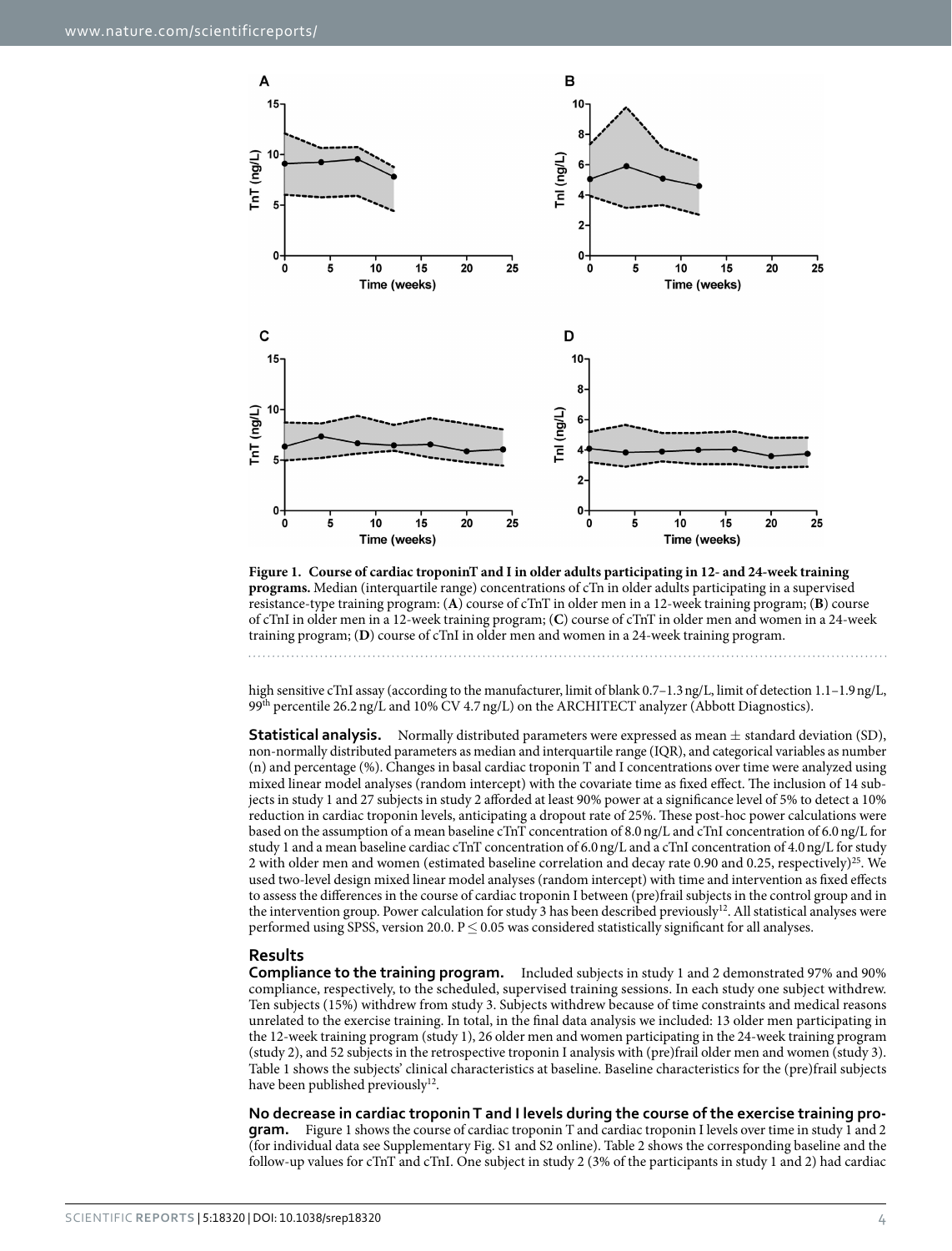**Figure 1. Course of cardiac troponinT and I in older adults participating in 12- and 24-week training programs.** Median (interquartile range) concentrations of cTn in older adults participating in a supervised resistance-type training program: (**A**) course of cTnT in older men in a 12-week training program; (**B**) course of cTnI in older men in a 12-week training program; (**C**) course of cTnT in older men and women in a 24-week training program; (**D**) course of cTnI in older men and women in a 24-week training program.

high sensitive cTnI assay (according to the manufacturer, limit of blank 0.7–1.3 ng/L, limit of detection 1.1–1.9 ng/L, 99th percentile 26.2 ng/L and 10% CV 4.7 ng/L) on the ARCHITECT analyzer (Abbott Diagnostics).

**Statistical analysis.** Normally distributed parameters were expressed as mean ± standard deviation (SD), non-normally distributed parameters as median and interquartile range (IQR), and categorical variables as number (n) and percentage (%). Changes in basal cardiac troponin T and I concentrations over time were analyzed using mixed linear model analyses (random intercept) with the covariate time as fixed effect. The inclusion of 14 subjects in study 1 and 27 subjects in study 2 afforded at least 90% power at a significance level of 5% to detect a 10% reduction in cardiac troponin levels, anticipating a dropout rate of 25%. These post-hoc power calculations were based on the assumption of a mean baseline cTnT concentration of 8.0 ng/L and cTnI concentration of 6.0 ng/L for study 1 and a mean baseline cardiac cTnT concentration of 6.0 ng/L and a cTnI concentration of 4.0 ng/L for study 2 with older men and women (estimated baseline correlation and decay rate 0.90 and 0.25, respectively)[25]. We used two-level design mixed linear model analyses (random intercept) with time and intervention as fixed effects to assess the differences in the course of cardiac troponin I between (pre)frail subjects in the control group and in the intervention group. Power calculation for study 3 has been described previously[12]. All statistical analyses were performed using SPSS, version 20.0. P ≤ 0.05 was considered statistically significant for all analyses.

## Results

**Compliance to the training program.** Included subjects in study 1 and 2 demonstrated 97% and 90% compliance, respectively, to the scheduled, supervised training sessions. In each study one subject withdrew. Ten subjects (15%) withdrew from study 3. Subjects withdrew because of time constraints and medical reasons unrelated to the exercise training. In total, in the final data analysis we included: 13 older men participating in the 12-week training program (study 1), 26 older men and women participating in the 24-week training program (study 2), and 52 subjects in the retrospective troponin I analysis with (pre)frail older men and women (study 3). Table 1 shows the subjects' clinical characteristics at baseline. Baseline characteristics for the (pre)frail subjects have been published previously[12].

**No decrease in cardiac troponin T and I levels during the course of the exercise training program.** Figure 1 shows the course of cardiac troponin T and cardiac troponin I levels over time in study 1 and 2 (for individual data see Supplementary Fig. S1 and S2 online). Table 2 shows the corresponding baseline and the follow-up values for cTnT and cTnI. One subject in study 2 (3% of the participants in study 1 and 2) had cardiac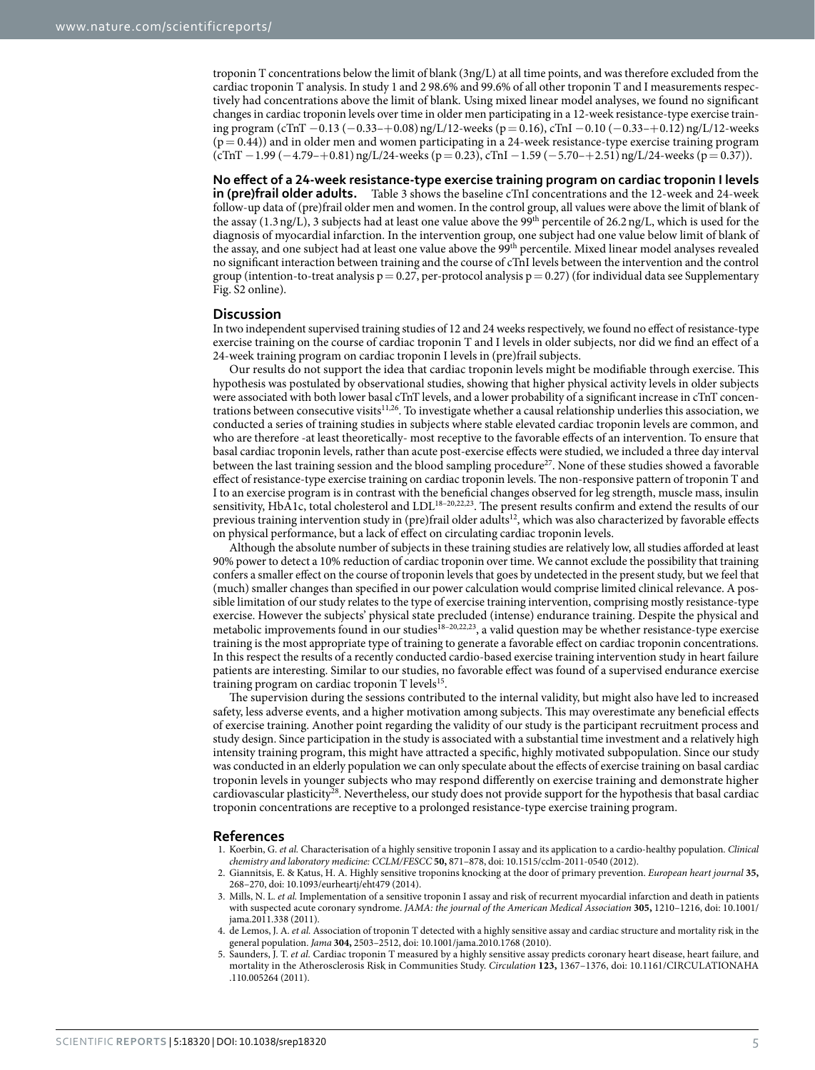troponin T concentrations below the limit of blank (3ng/L) at all time points, and was therefore excluded from the cardiac troponin T analysis. In study 1 and 2 98.6% and 99.6% of all other troponin T and I measurements respectively had concentrations above the limit of blank. Using mixed linear model analyses, we found no significant changes in cardiac troponin levels over time in older men participating in a 12-week resistance-type exercise training program (cTnT −0.13 (−0.33–+0.08) ng/L/12-weeks ($p = 0.16$), cTnI −0.10 (−0.33–+0.12) ng/L/12-weeks ($p = 0.44$)) and in older men and women participating in a 24-week resistance-type exercise training program (cTnT −1.99 (−4.79–+0.81) ng/L/24-weeks ($p = 0.23$), cTnI −1.59 (−5.70–+2.51) ng/L/24-weeks ($p = 0.37$)).

**No effect of a 24-week resistance-type exercise training program on cardiac troponin I levels in (pre)frail older adults.** Table 3 shows the baseline cTnI concentrations and the 12-week and 24-week follow-up data of (pre)frail older men and women. In the control group, all values were above the limit of blank of the assay (1.3 ng/L), 3 subjects had at least one value above the 99th percentile of 26.2 ng/L, which is used for the diagnosis of myocardial infarction. In the intervention group, one subject had one value below limit of blank of the assay, and one subject had at least one value above the 99th percentile. Mixed linear model analyses revealed no significant interaction between training and the course of cTnI levels between the intervention and the control group (intention-to-treat analysis $p = 0.27$, per-protocol analysis $p = 0.27$) (for individual data see Supplementary Fig. S2 online).

## Discussion

In two independent supervised training studies of 12 and 24 weeks respectively, we found no effect of resistance-type exercise training on the course of cardiac troponin T and I levels in older subjects, nor did we find an effect of a 24-week training program on cardiac troponin I levels in (pre)frail subjects.

Our results do not support the idea that cardiac troponin levels might be modifiable through exercise. This hypothesis was postulated by observational studies, showing that higher physical activity levels in older subjects were associated with both lower basal cTnT levels, and a lower probability of a significant increase in cTnT concentrations between consecutive visits[11,26]. To investigate whether a causal relationship underlies this association, we conducted a series of training studies in subjects where stable elevated cardiac troponin levels are common, and who are therefore -at least theoretically- most receptive to the favorable effects of an intervention. To ensure that basal cardiac troponin levels, rather than acute post-exercise effects were studied, we included a three day interval between the last training session and the blood sampling procedure[27]. None of these studies showed a favorable effect of resistance-type exercise training on cardiac troponin levels. The non-responsive pattern of troponin T and I to an exercise program is in contrast with the beneficial changes observed for leg strength, muscle mass, insulin sensitivity, HbA1c, total cholesterol and LDL[18–20,22,23]. The present results confirm and extend the results of our previous training intervention study in (pre)frail older adults[12], which was also characterized by favorable effects on physical performance, but a lack of effect on circulating cardiac troponin levels.

Although the absolute number of subjects in these training studies are relatively low, all studies afforded at least 90% power to detect a 10% reduction of cardiac troponin over time. We cannot exclude the possibility that training confers a smaller effect on the course of troponin levels that goes by undetected in the present study, but we feel that (much) smaller changes than specified in our power calculation would comprise limited clinical relevance. A possible limitation of our study relates to the type of exercise training intervention, comprising mostly resistance-type exercise. However the subjects' physical state precluded (intense) endurance training. Despite the physical and metabolic improvements found in our studies[18–20,22,23], a valid question may be whether resistance-type exercise training is the most appropriate type of training to generate a favorable effect on cardiac troponin concentrations. In this respect the results of a recently conducted cardio-based exercise training intervention study in heart failure patients are interesting. Similar to our studies, no favorable effect was found of a supervised endurance exercise training program on cardiac troponin T levels[15].

The supervision during the sessions contributed to the internal validity, but might also have led to increased safety, less adverse events, and a higher motivation among subjects. This may overestimate any beneficial effects of exercise training. Another point regarding the validity of our study is the participant recruitment process and study design. Since participation in the study is associated with a substantial time investment and a relatively high intensity training program, this might have attracted a specific, highly motivated subpopulation. Since our study was conducted in an elderly population we can only speculate about the effects of exercise training on basal cardiac troponin levels in younger subjects who may respond differently on exercise training and demonstrate higher cardiovascular plasticity[28]. Nevertheless, our study does not provide support for the hypothesis that basal cardiac troponin concentrations are receptive to a prolonged resistance-type exercise training program.

## References

1. Koerbin, G. *et al.* Characterisation of a highly sensitive troponin I assay and its application to a cardio-healthy population. *Clinical chemistry and laboratory medicine: CCLM/FESCC* **50,** 871–878, doi: 10.1515/cclm-2011-0540 (2012).
2. Giannitsis, E. & Katus, H. A. Highly sensitive troponins knocking at the door of primary prevention. *European heart journal* **35,** 268–270, doi: 10.1093/eurheartj/eht479 (2014).
3. Mills, N. L. *et al.* Implementation of a sensitive troponin I assay and risk of recurrent myocardial infarction and death in patients with suspected acute coronary syndrome. *JAMA: the journal of the American Medical Association* **305,** 1210–1216, doi: 10.1001/jama.2011.338 (2011).
4. de Lemos, J. A. *et al.* Association of troponin T detected with a highly sensitive assay and cardiac structure and mortality risk in the general population. *Jama* **304,** 2503–2512, doi: 10.1001/jama.2010.1768 (2010).
5. Saunders, J. T. *et al.* Cardiac troponin T measured by a highly sensitive assay predicts coronary heart disease, heart failure, and mortality in the Atherosclerosis Risk in Communities Study. *Circulation* **123,** 1367–1376, doi: 10.1161/CIRCULATIONAHA.110.005264 (2011).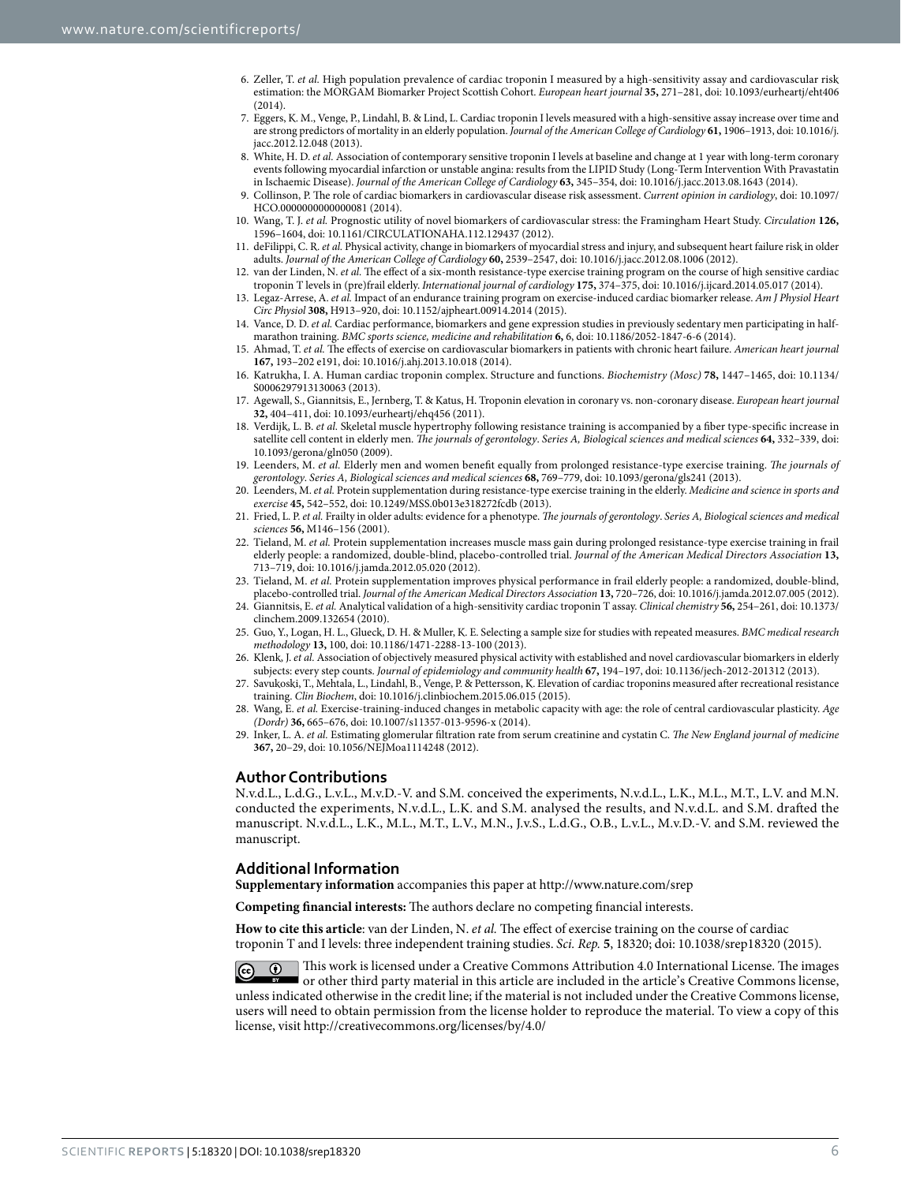6. Zeller, T. *et al.* High population prevalence of cardiac troponin I measured by a high-sensitivity assay and cardiovascular risk estimation: the MORGAM Biomarker Project Scottish Cohort. *European heart journal* **35,** 271–281, doi: 10.1093/eurheartj/eht406 (2014).
7. Eggers, K. M., Venge, P., Lindahl, B. & Lind, L. Cardiac troponin I levels measured with a high-sensitive assay increase over time and are strong predictors of mortality in an elderly population. *Journal of the American College of Cardiology* **61,** 1906–1913, doi: 10.1016/j.jacc.2012.12.048 (2013).
8. White, H. D. *et al.* Association of contemporary sensitive troponin I levels at baseline and change at 1 year with long-term coronary events following myocardial infarction or unstable angina: results from the LIPID Study (Long-Term Intervention With Pravastatin in Ischaemic Disease). *Journal of the American College of Cardiology* **63,** 345–354, doi: 10.1016/j.jacc.2013.08.1643 (2014).
9. Collinson, P. The role of cardiac biomarkers in cardiovascular disease risk assessment. *Current opinion in cardiology*, doi: 10.1097/HCO.0000000000000081 (2014).
10. Wang, T. J. *et al.* Prognostic utility of novel biomarkers of cardiovascular stress: the Framingham Heart Study. *Circulation* **126,** 1596–1604, doi: 10.1161/CIRCULATIONAHA.112.129437 (2012).
11. deFilippi, C. R. *et al.* Physical activity, change in biomarkers of myocardial stress and injury, and subsequent heart failure risk in older adults. *Journal of the American College of Cardiology* **60,** 2539–2547, doi: 10.1016/j.jacc.2012.08.1006 (2012).
12. van der Linden, N. *et al.* The effect of a six-month resistance-type exercise training program on the course of high sensitive cardiac troponin T levels in (pre)frail elderly. *International journal of cardiology* **175,** 374–375, doi: 10.1016/j.ijcard.2014.05.017 (2014).
13. Legaz-Arrese, A. *et al.* Impact of an endurance training program on exercise-induced cardiac biomarker release. *Am J Physiol Heart Circ Physiol* **308,** H913–920, doi: 10.1152/ajpheart.00914.2014 (2015).
14. Vance, D. D. *et al.* Cardiac performance, biomarkers and gene expression studies in previously sedentary men participating in half-marathon training. *BMC sports science, medicine and rehabilitation* **6,** 6, doi: 10.1186/2052-1847-6-6 (2014).
15. Ahmad, T. *et al.* The effects of exercise on cardiovascular biomarkers in patients with chronic heart failure. *American heart journal* **167,** 193–202 e191, doi: 10.1016/j.ahj.2013.10.018 (2014).
16. Katrukha, I. A. Human cardiac troponin complex. Structure and functions. *Biochemistry (Mosc)* **78,** 1447–1465, doi: 10.1134/S0006297913130063 (2013).
17. Agewall, S., Giannitsis, E., Jernberg, T. & Katus, H. Troponin elevation in coronary vs. non-coronary disease. *European heart journal* **32,** 404–411, doi: 10.1093/eurheartj/ehq456 (2011).
18. Verdijk, L. B. *et al.* Skeletal muscle hypertrophy following resistance training is accompanied by a fiber type-specific increase in satellite cell content in elderly men. *The journals of gerontology. Series A, Biological sciences and medical sciences* **64,** 332–339, doi: 10.1093/gerona/gln050 (2009).
19. Leenders, M. *et al.* Elderly men and women benefit equally from prolonged resistance-type exercise training. *The journals of gerontology. Series A, Biological sciences and medical sciences* **68,** 769–779, doi: 10.1093/gerona/gls241 (2013).
20. Leenders, M. *et al.* Protein supplementation during resistance-type exercise training in the elderly. *Medicine and science in sports and exercise* **45,** 542–552, doi: 10.1249/MSS.0b013e318272fcdb (2013).
21. Fried, L. P. *et al.* Frailty in older adults: evidence for a phenotype. *The journals of gerontology. Series A, Biological sciences and medical sciences* **56,** M146–156 (2001).
22. Tieland, M. *et al.* Protein supplementation increases muscle mass gain during prolonged resistance-type exercise training in frail elderly people: a randomized, double-blind, placebo-controlled trial. *Journal of the American Medical Directors Association* **13,** 713–719, doi: 10.1016/j.jamda.2012.05.020 (2012).
23. Tieland, M. *et al.* Protein supplementation improves physical performance in frail elderly people: a randomized, double-blind, placebo-controlled trial. *Journal of the American Medical Directors Association* **13,** 720–726, doi: 10.1016/j.jamda.2012.07.005 (2012).
24. Giannitsis, E. *et al.* Analytical validation of a high-sensitivity cardiac troponin T assay. *Clinical chemistry* **56,** 254–261, doi: 10.1373/clinchem.2009.132654 (2010).
25. Guo, Y., Logan, H. L., Glueck, D. H. & Muller, K. E. Selecting a sample size for studies with repeated measures. *BMC medical research methodology* **13,** 100, doi: 10.1186/1471-2288-13-100 (2013).
26. Klenk, J. *et al.* Association of objectively measured physical activity with established and novel cardiovascular biomarkers in elderly subjects: every step counts. *Journal of epidemiology and community health* **67,** 194–197, doi: 10.1136/jech-2012-201312 (2013).
27. Savukoski, T., Mehtala, L., Lindahl, B., Venge, P. & Pettersson, K. Elevation of cardiac troponins measured after recreational resistance training. *Clin Biochem*, doi: 10.1016/j.clinbiochem.2015.06.015 (2015).
28. Wang, E. *et al.* Exercise-training-induced changes in metabolic capacity with age: the role of central cardiovascular plasticity. *Age (Dordr)* **36,** 665–676, doi: 10.1007/s11357-013-9596-x (2014).
29. Inker, L. A. *et al.* Estimating glomerular filtration rate from serum creatinine and cystatin C. *The New England journal of medicine* **367,** 20–29, doi: 10.1056/NEJMoa1114248 (2012).

## Author Contributions

N.v.d.L., L.d.G., L.v.L., M.v.D.-V. and S.M. conceived the experiments, N.v.d.L., L.K., M.L., M.T., L.V. and M.N. conducted the experiments, N.v.d.L., L.K. and S.M. analysed the results, and N.v.d.L. and S.M. drafted the manuscript. N.v.d.L., L.K., M.L., M.T., L.V., M.N., J.v.S., L.d.G., O.B., L.v.L., M.v.D.-V. and S.M. reviewed the manuscript.

## Additional Information

**Supplementary information** accompanies this paper at http://www.nature.com/srep

**Competing financial interests:** The authors declare no competing financial interests.

**How to cite this article**: van der Linden, N. *et al.* The effect of exercise training on the course of cardiac troponin T and I levels: three independent training studies. *Sci. Rep.* **5**, 18320; doi: 10.1038/srep18320 (2015).

This work is licensed under a Creative Commons Attribution 4.0 International License. The images or other third party material in this article are included in the article's Creative Commons license, unless indicated otherwise in the credit line; if the material is not included under the Creative Commons license, users will need to obtain permission from the license holder to reproduce the material. To view a copy of this license, visit http://creativecommons.org/licenses/by/4.0/